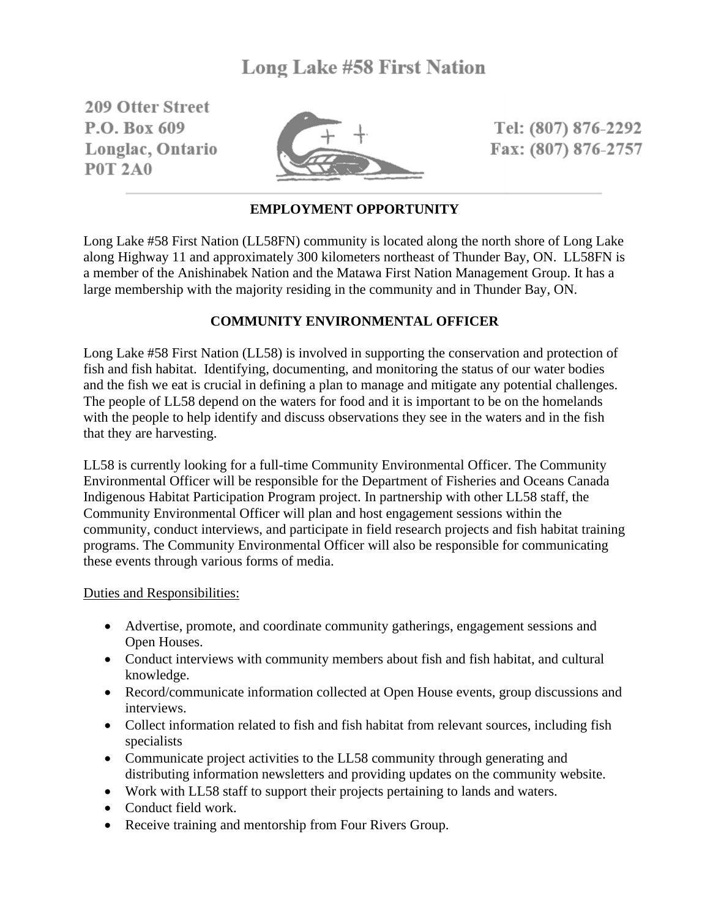# Long Lake #58 First Nation

209 Otter Street
P.O. Box 609
Longlac, Ontario
P0T 2A0

Tel: (807) 876-2292
Fax: (807) 876-2757

## EMPLOYMENT OPPORTUNITY

Long Lake #58 First Nation (LL58FN) community is located along the north shore of Long Lake along Highway 11 and approximately 300 kilometers northeast of Thunder Bay, ON. LL58FN is a member of the Anishinabek Nation and the Matawa First Nation Management Group. It has a large membership with the majority residing in the community and in Thunder Bay, ON.

## COMMUNITY ENVIRONMENTAL OFFICER

Long Lake #58 First Nation (LL58) is involved in supporting the conservation and protection of fish and fish habitat. Identifying, documenting, and monitoring the status of our water bodies and the fish we eat is crucial in defining a plan to manage and mitigate any potential challenges. The people of LL58 depend on the waters for food and it is important to be on the homelands with the people to help identify and discuss observations they see in the waters and in the fish that they are harvesting.

LL58 is currently looking for a full-time Community Environmental Officer. The Community Environmental Officer will be responsible for the Department of Fisheries and Oceans Canada Indigenous Habitat Participation Program project. In partnership with other LL58 staff, the Community Environmental Officer will plan and host engagement sessions within the community, conduct interviews, and participate in field research projects and fish habitat training programs. The Community Environmental Officer will also be responsible for communicating these events through various forms of media.

Duties and Responsibilities:

- Advertise, promote, and coordinate community gatherings, engagement sessions and Open Houses.
- Conduct interviews with community members about fish and fish habitat, and cultural knowledge.
- Record/communicate information collected at Open House events, group discussions and interviews.
- Collect information related to fish and fish habitat from relevant sources, including fish specialists
- Communicate project activities to the LL58 community through generating and distributing information newsletters and providing updates on the community website.
- Work with LL58 staff to support their projects pertaining to lands and waters.
- Conduct field work.
- Receive training and mentorship from Four Rivers Group.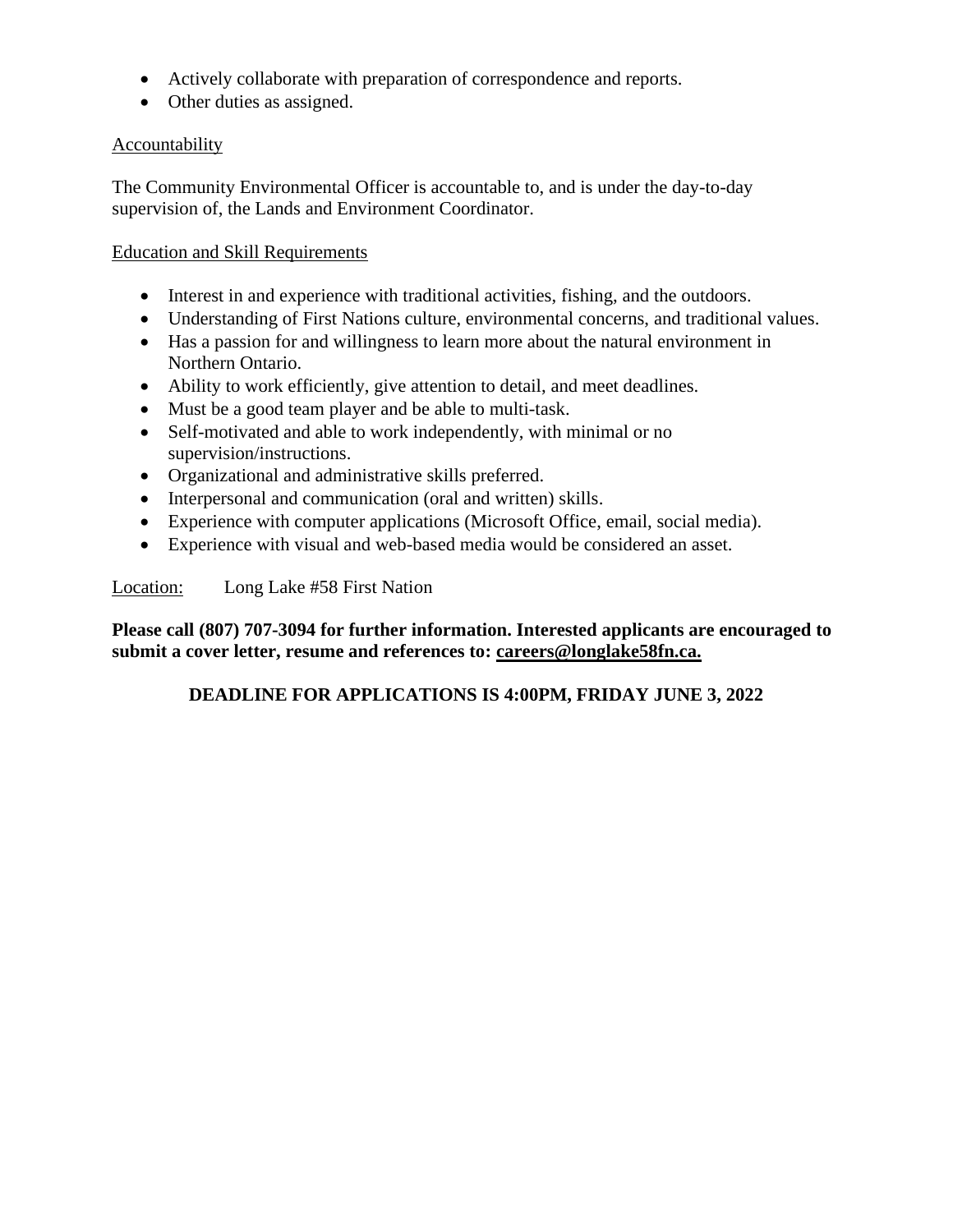- Actively collaborate with preparation of correspondence and reports.
- Other duties as assigned.

Accountability

The Community Environmental Officer is accountable to, and is under the day-to-day supervision of, the Lands and Environment Coordinator.

Education and Skill Requirements

- Interest in and experience with traditional activities, fishing, and the outdoors.
- Understanding of First Nations culture, environmental concerns, and traditional values.
- Has a passion for and willingness to learn more about the natural environment in Northern Ontario.
- Ability to work efficiently, give attention to detail, and meet deadlines.
- Must be a good team player and be able to multi-task.
- Self-motivated and able to work independently, with minimal or no supervision/instructions.
- Organizational and administrative skills preferred.
- Interpersonal and communication (oral and written) skills.
- Experience with computer applications (Microsoft Office, email, social media).
- Experience with visual and web-based media would be considered an asset.

Location: Long Lake #58 First Nation

**Please call (807) 707-3094 for further information. Interested applicants are encouraged to submit a cover letter, resume and references to: careers@longlake58fn.ca.**

**DEADLINE FOR APPLICATIONS IS 4:00PM, FRIDAY JUNE 3, 2022**